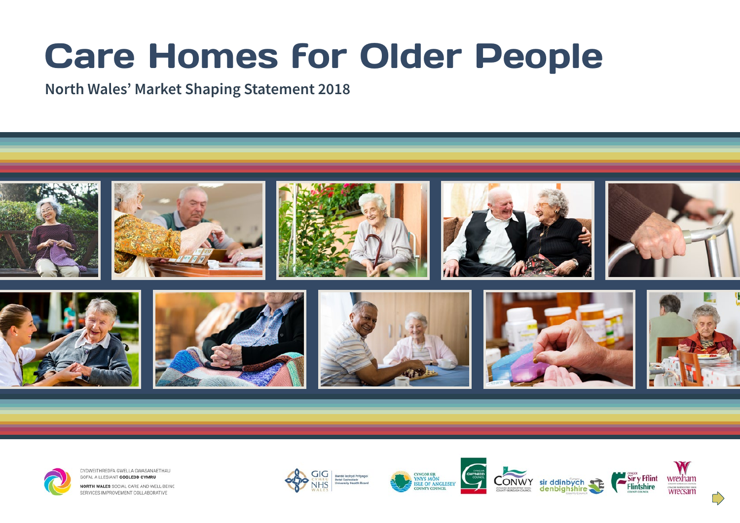# Care Homes for Older People

## North Wales' Market Shaping Statement 2018

CYDWEITHREDFA GWELLA GWASANAETHAU GOFAL A LLESIANT GOGLEDD CYMRU

NORTH WALES SOCIAL CARE AND WELL-BEING SERVICES IMPROVEMENT COLLABORATIVE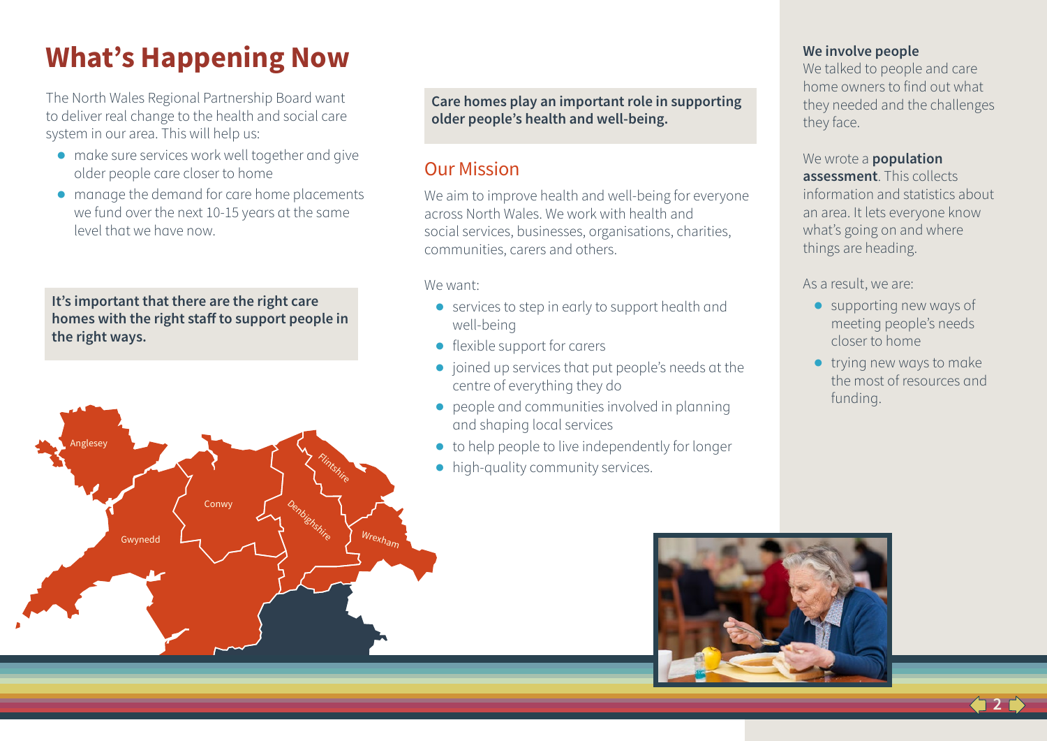# What's Happening Now

The North Wales Regional Partnership Board want to deliver real change to the health and social care system in our area. This will help us:

- make sure services work well together and give older people care closer to home
- manage the demand for care home placements we fund over the next 10-15 years at the same level that we have now.

**It's important that there are the right care homes with the right staff to support people in the right ways.**

Anglesey

Conwy

Flintshire

Denbighshire

Gwynedd

Wrexham

**Care homes play an important role in supporting older people's health and well-being.**

## Our Mission

We aim to improve health and well-being for everyone across North Wales. We work with health and social services, businesses, organisations, charities, communities, carers and others.

We want:

- services to step in early to support health and well-being
- flexible support for carers
- joined up services that put people's needs at the centre of everything they do
- people and communities involved in planning and shaping local services
- to help people to live independently for longer
- high-quality community services.

**We involve people**

We talked to people and care home owners to find out what they needed and the challenges they face.

We wrote a **population assessment**. This collects information and statistics about an area. It lets everyone know what's going on and where things are heading.

As a result, we are:

- supporting new ways of meeting people's needs closer to home
- trying new ways to make the most of resources and funding.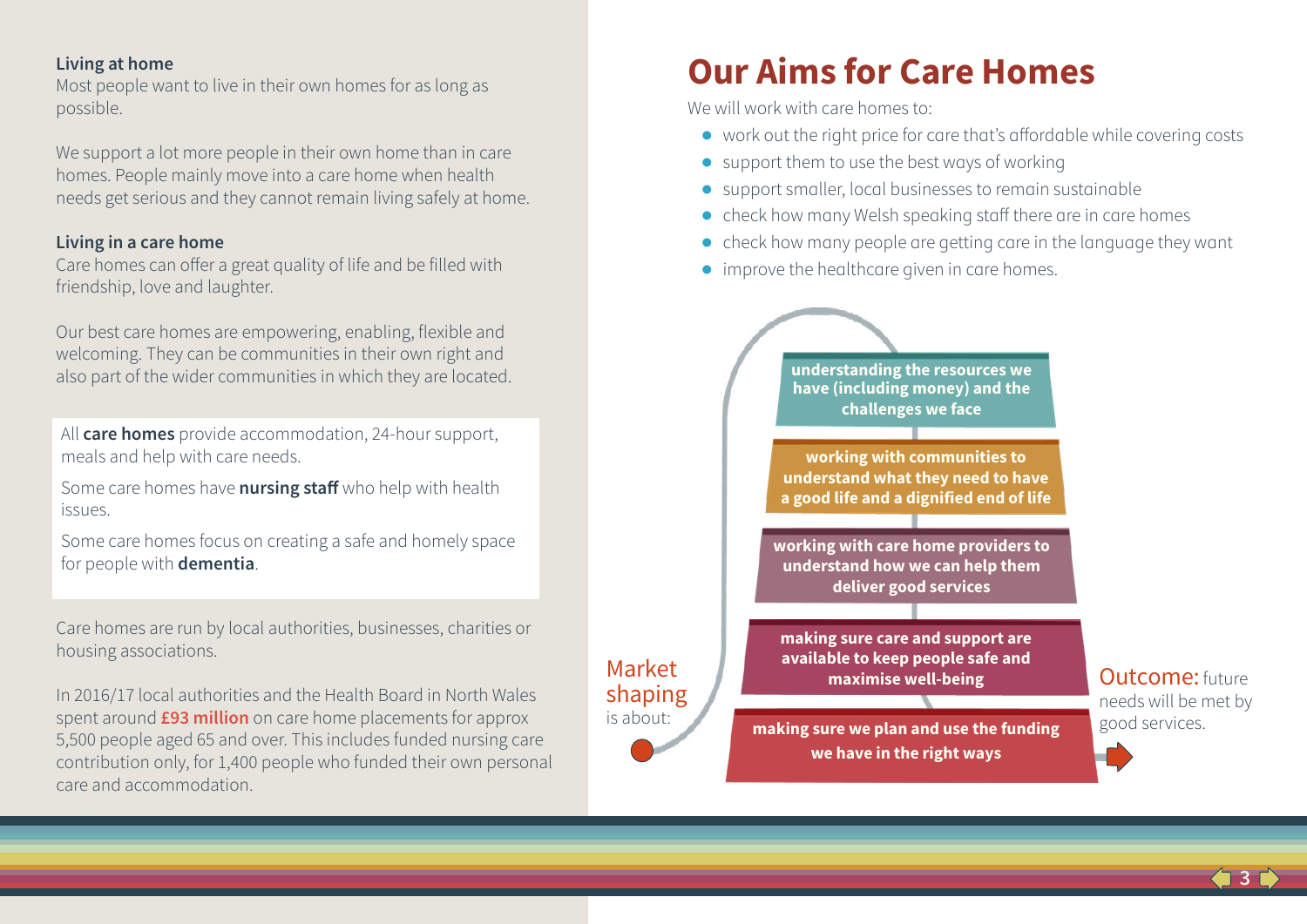**Living at home**

Most people want to live in their own homes for as long as possible.

We support a lot more people in their own home than in care homes. People mainly move into a care home when health needs get serious and they cannot remain living safely at home.

**Living in a care home**

Care homes can offer a great quality of life and be filled with friendship, love and laughter.

Our best care homes are empowering, enabling, flexible and welcoming. They can be communities in their own right and also part of the wider communities in which they are located.

All **care homes** provide accommodation, 24-hour support, meals and help with care needs.

Some care homes have **nursing staff** who help with health issues.

Some care homes focus on creating a safe and homely space for people with **dementia**.

Care homes are run by local authorities, businesses, charities or housing associations.

In 2016/17 local authorities and the Health Board in North Wales spent around **£93 million** on care home placements for approx 5,500 people aged 65 and over. This includes funded nursing care contribution only, for 1,400 people who funded their own personal care and accommodation.

# Our Aims for Care Homes

We will work with care homes to:

- work out the right price for care that's affordable while covering costs
- support them to use the best ways of working
- support smaller, local businesses to remain sustainable
- check how many Welsh speaking staff there are in care homes
- check how many people are getting care in the language they want
- improve the healthcare given in care homes.

Market shaping is about:

- **understanding the resources we have (including money) and the challenges we face**
- **working with communities to understand what they need to have a good life and a dignified end of life**
- **working with care home providers to understand how we can help them deliver good services**
- **making sure care and support are available to keep people safe and maximise well-being**
- **making sure we plan and use the funding we have in the right ways**

Outcome: future needs will be met by good services.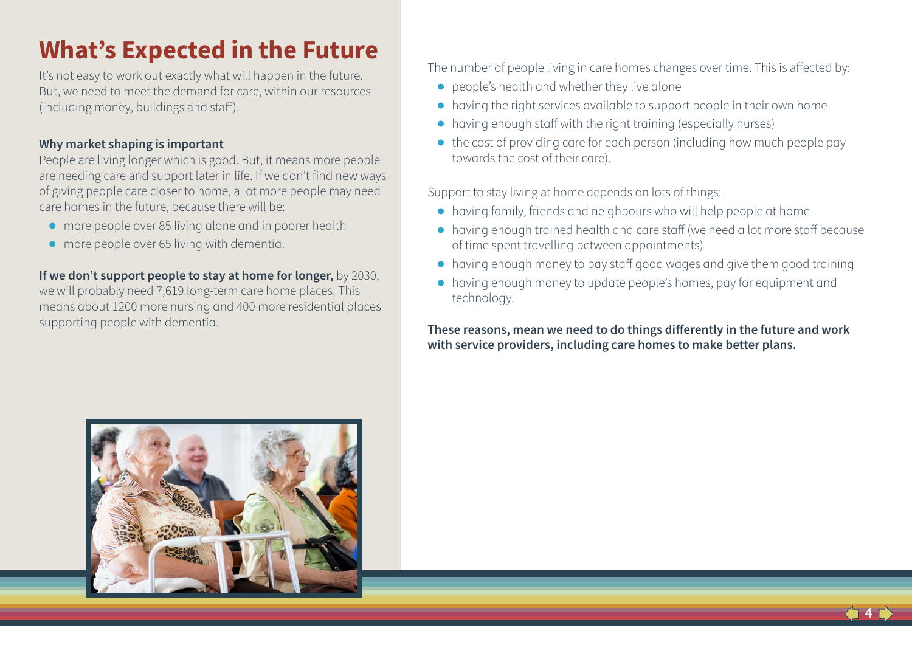# What's Expected in the Future

It's not easy to work out exactly what will happen in the future. But, we need to meet the demand for care, within our resources (including money, buildings and staff).

**Why market shaping is important**

People are living longer which is good. But, it means more people are needing care and support later in life. If we don't find new ways of giving people care closer to home, a lot more people may need care homes in the future, because there will be:

- more people over 85 living alone and in poorer health
- more people over 65 living with dementia.

**If we don't support people to stay at home for longer,** by 2030, we will probably need 7,619 long-term care home places. This means about 1200 more nursing and 400 more residential places supporting people with dementia.

The number of people living in care homes changes over time. This is affected by:

- people's health and whether they live alone
- having the right services available to support people in their own home
- having enough staff with the right training (especially nurses)
- the cost of providing care for each person (including how much people pay towards the cost of their care).

Support to stay living at home depends on lots of things:

- having family, friends and neighbours who will help people at home
- having enough trained health and care staff (we need a lot more staff because of time spent travelling between appointments)
- having enough money to pay staff good wages and give them good training
- having enough money to update people's homes, pay for equipment and technology.

**These reasons, mean we need to do things differently in the future and work with service providers, including care homes to make better plans.**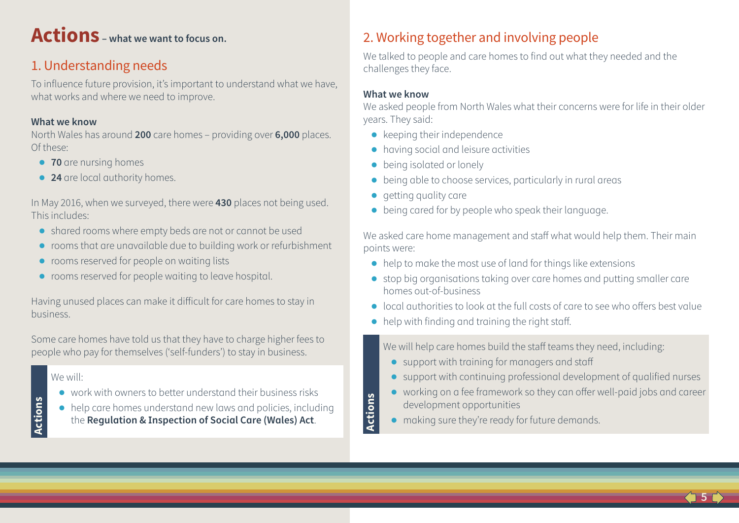# Actions – what we want to focus on.

## 1. Understanding needs

To influence future provision, it's important to understand what we have, what works and where we need to improve.

**What we know**

North Wales has around **200** care homes – providing over **6,000** places. Of these:

- **70** are nursing homes
- **24** are local authority homes.

In May 2016, when we surveyed, there were **430** places not being used. This includes:

- shared rooms where empty beds are not or cannot be used
- rooms that are unavailable due to building work or refurbishment
- rooms reserved for people on waiting lists
- rooms reserved for people waiting to leave hospital.

Having unused places can make it difficult for care homes to stay in business.

Some care homes have told us that they have to charge higher fees to people who pay for themselves ('self-funders') to stay in business.

**Actions**

We will:

- work with owners to better understand their business risks
- help care homes understand new laws and policies, including the **Regulation & Inspection of Social Care (Wales) Act**.

## 2. Working together and involving people

We talked to people and care homes to find out what they needed and the challenges they face.

**What we know**

We asked people from North Wales what their concerns were for life in their older years. They said:

- keeping their independence
- having social and leisure activities
- being isolated or lonely
- being able to choose services, particularly in rural areas
- getting quality care
- being cared for by people who speak their language.

We asked care home management and staff what would help them. Their main points were:

- help to make the most use of land for things like extensions
- stop big organisations taking over care homes and putting smaller care homes out-of-business
- local authorities to look at the full costs of care to see who offers best value
- help with finding and training the right staff.

**Actions**

We will help care homes build the staff teams they need, including:

- support with training for managers and staff
- support with continuing professional development of qualified nurses
- working on a fee framework so they can offer well-paid jobs and career development opportunities
- making sure they're ready for future demands.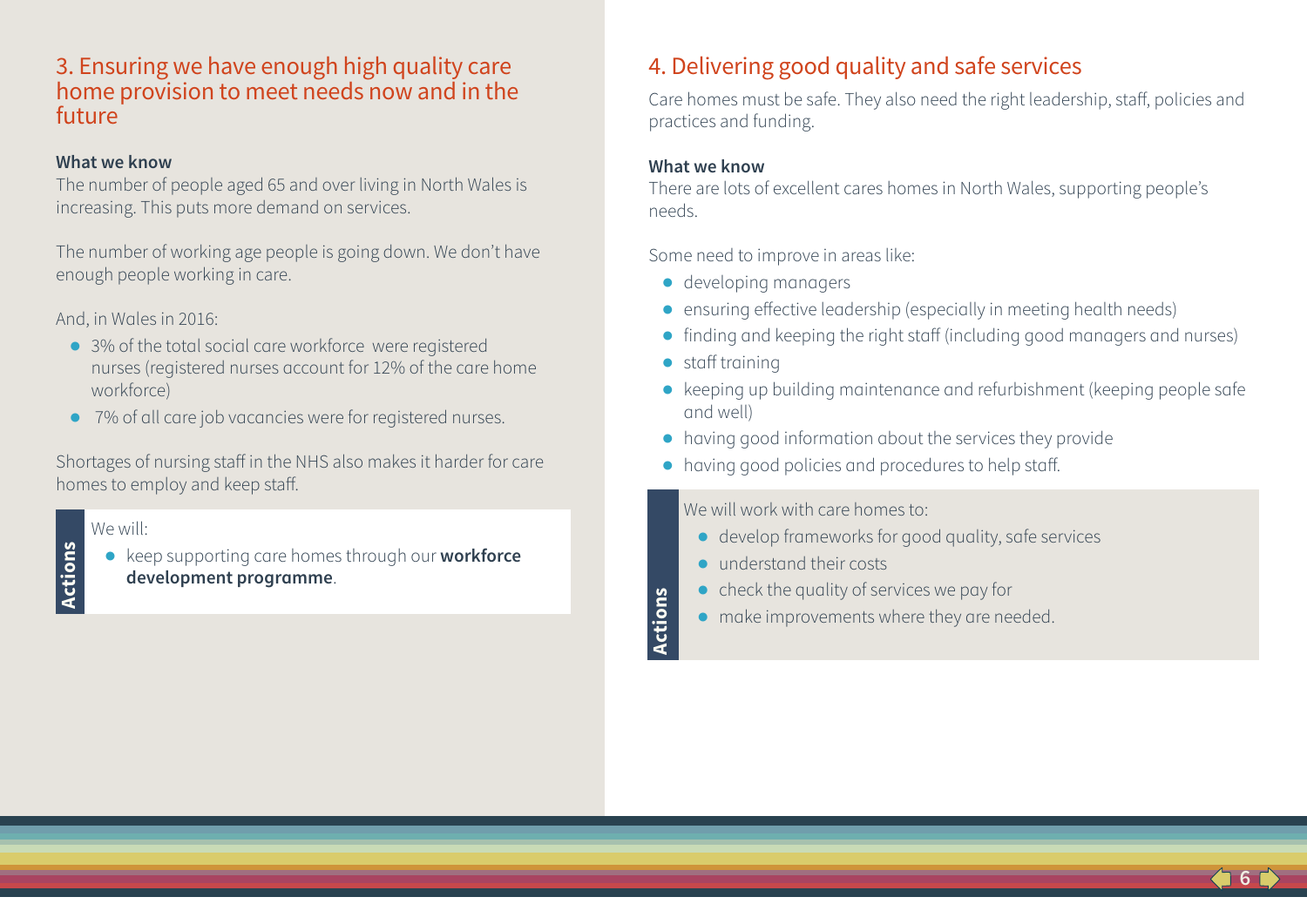## 3. Ensuring we have enough high quality care home provision to meet needs now and in the future

**What we know**

The number of people aged 65 and over living in North Wales is increasing. This puts more demand on services.

The number of working age people is going down. We don't have enough people working in care.

And, in Wales in 2016:

- 3% of the total social care workforce were registered nurses (registered nurses account for 12% of the care home workforce)
- 7% of all care job vacancies were for registered nurses.

Shortages of nursing staff in the NHS also makes it harder for care homes to employ and keep staff.

**Actions**

We will:

- keep supporting care homes through our **workforce development programme**.

## 4. Delivering good quality and safe services

Care homes must be safe. They also need the right leadership, staff, policies and practices and funding.

**What we know**

There are lots of excellent cares homes in North Wales, supporting people's needs.

Some need to improve in areas like:

- developing managers
- ensuring effective leadership (especially in meeting health needs)
- finding and keeping the right staff (including good managers and nurses)
- staff training
- keeping up building maintenance and refurbishment (keeping people safe and well)
- having good information about the services they provide
- having good policies and procedures to help staff.

**Actions**

We will work with care homes to:

- develop frameworks for good quality, safe services
- understand their costs
- check the quality of services we pay for
- make improvements where they are needed.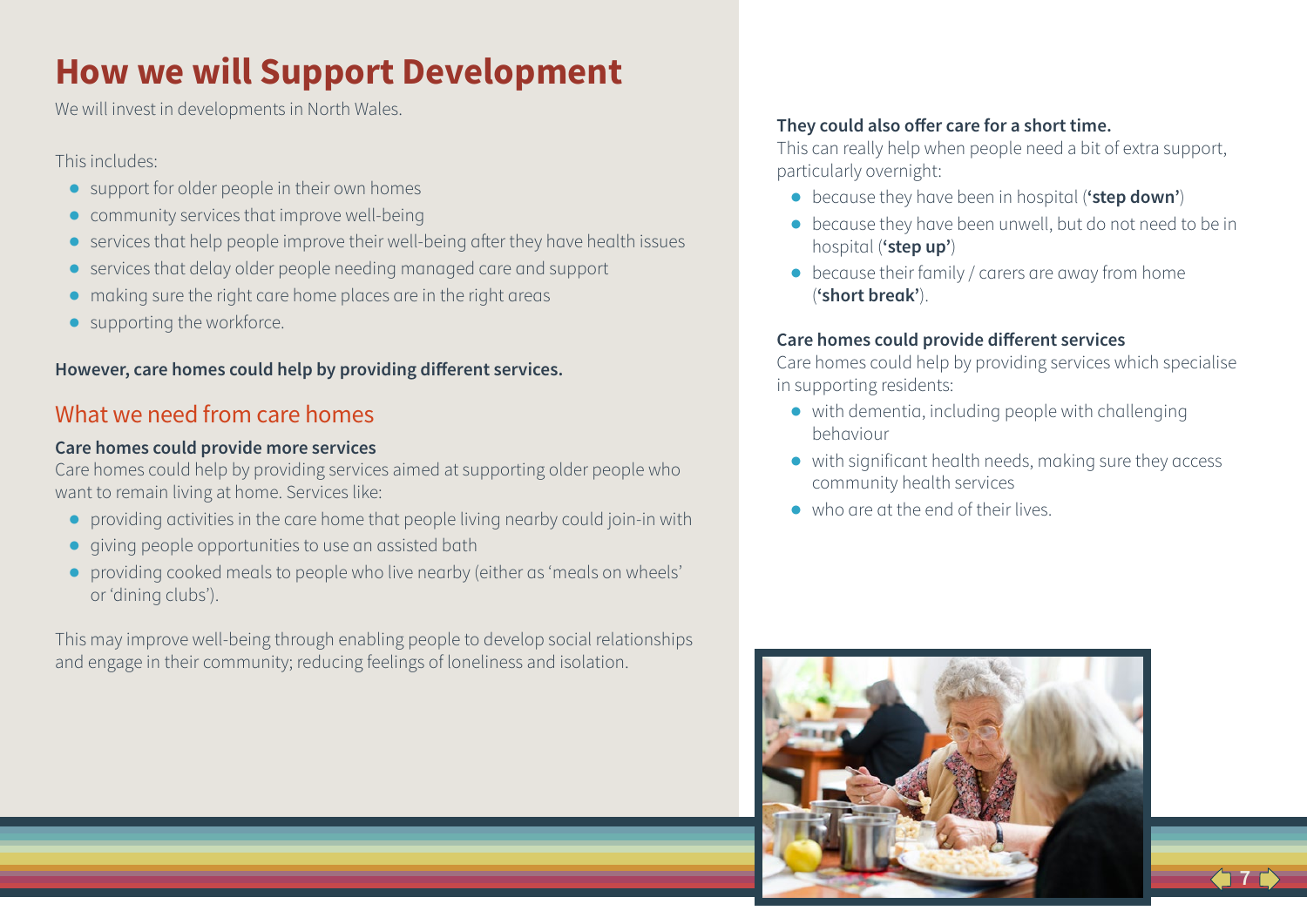# How we will Support Development

We will invest in developments in North Wales.

This includes:

- support for older people in their own homes
- community services that improve well-being
- services that help people improve their well-being after they have health issues
- services that delay older people needing managed care and support
- making sure the right care home places are in the right areas
- supporting the workforce.

**However, care homes could help by providing different services.**

## What we need from care homes

**Care homes could provide more services**

Care homes could help by providing services aimed at supporting older people who want to remain living at home. Services like:

- providing activities in the care home that people living nearby could join-in with
- giving people opportunities to use an assisted bath
- providing cooked meals to people who live nearby (either as 'meals on wheels' or 'dining clubs').

This may improve well-being through enabling people to develop social relationships and engage in their community; reducing feelings of loneliness and isolation.

**They could also offer care for a short time.**

This can really help when people need a bit of extra support, particularly overnight:

- because they have been in hospital (**'step down'**)
- because they have been unwell, but do not need to be in hospital (**'step up'**)
- because their family / carers are away from home (**'short break'**).

**Care homes could provide different services**

Care homes could help by providing services which specialise in supporting residents:

- with dementia, including people with challenging behaviour
- with significant health needs, making sure they access community health services
- who are at the end of their lives.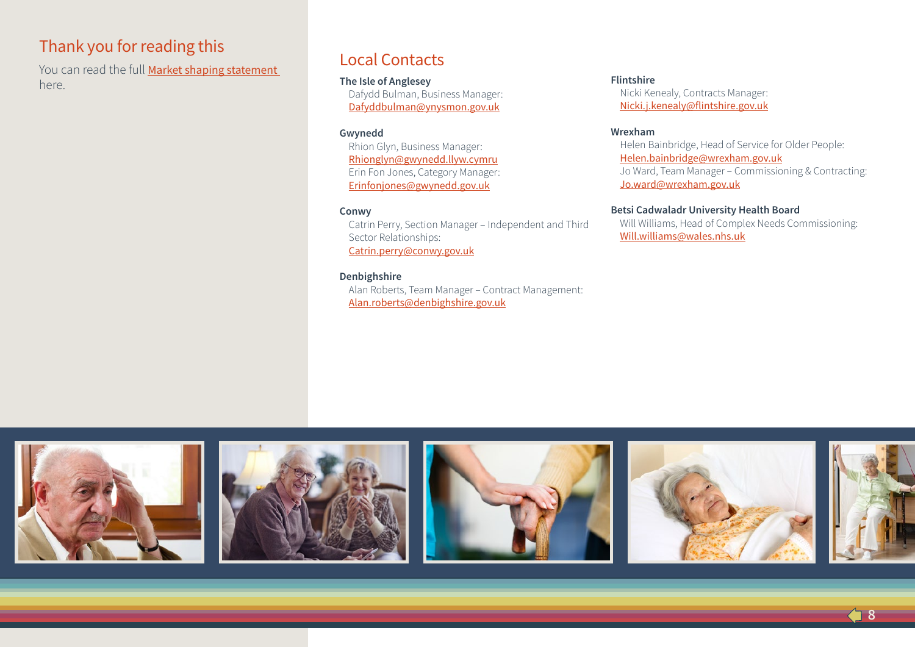## Thank you for reading this

You can read the full Market shaping statement here.

## Local Contacts

**The Isle of Anglesey**
Dafydd Bulman, Business Manager:
Dafyddbulman@ynysmon.gov.uk

**Gwynedd**
Rhion Glyn, Business Manager:
Rhionglyn@gwynedd.llyw.cymru
Erin Fon Jones, Category Manager:
Erinfonjones@gwynedd.gov.uk

**Conwy**
Catrin Perry, Section Manager – Independent and Third Sector Relationships:
Catrin.perry@conwy.gov.uk

**Denbighshire**
Alan Roberts, Team Manager – Contract Management:
Alan.roberts@denbighshire.gov.uk

**Flintshire**
Nicki Kenealy, Contracts Manager:
Nicki.j.kenealy@flintshire.gov.uk

**Wrexham**
Helen Bainbridge, Head of Service for Older People:
Helen.bainbridge@wrexham.gov.uk
Jo Ward, Team Manager – Commissioning & Contracting:
Jo.ward@wrexham.gov.uk

**Betsi Cadwaladr University Health Board**
Will Williams, Head of Complex Needs Commissioning:
Will.williams@wales.nhs.uk